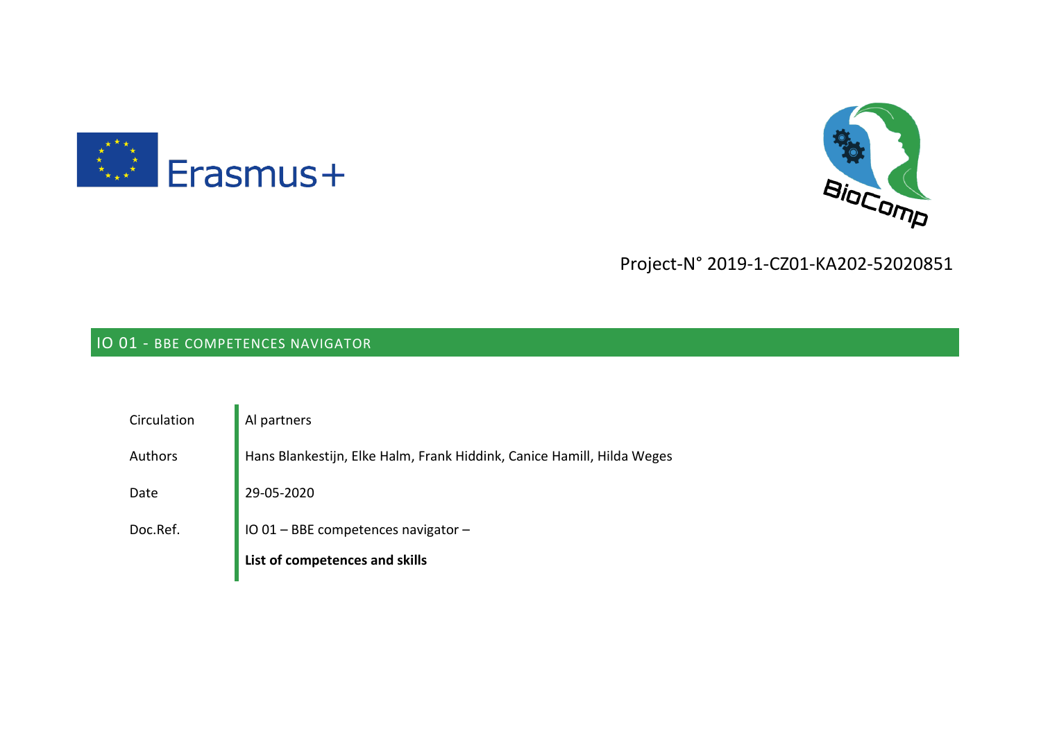Erasmus+

BioComp

Project-N° 2019-1-CZ01-KA202-52020851

## IO 01 - BBE COMPETENCES NAVIGATOR

| | |
|---|---|
| Circulation | Al partners |
| Authors | Hans Blankestijn, Elke Halm, Frank Hiddink, Canice Hamill, Hilda Weges |
| Date | 29-05-2020 |
| Doc.Ref. | IO 01 – BBE competences navigator – **List of competences and skills** |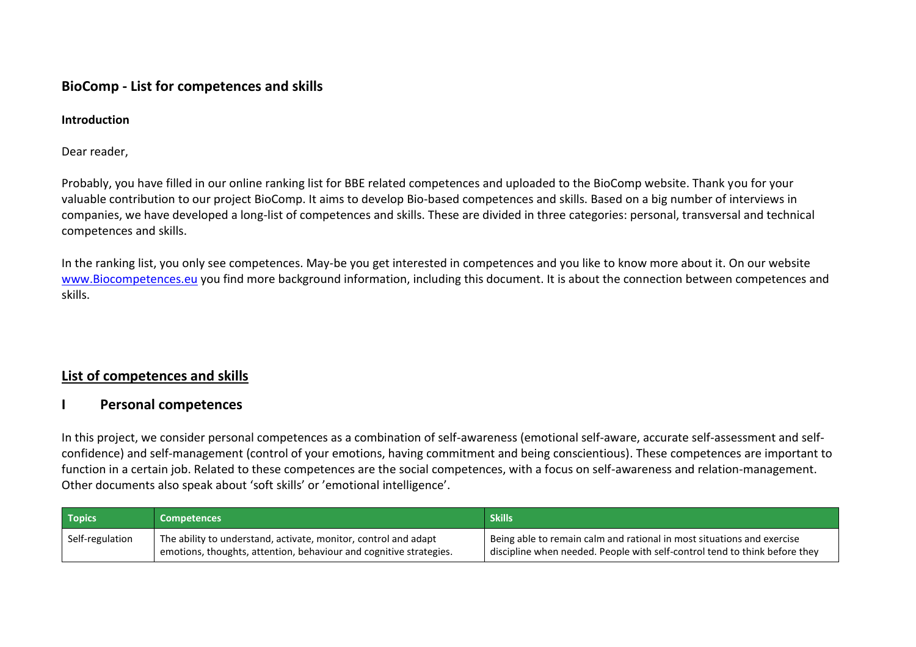## BioComp - List for competences and skills

### Introduction

Dear reader,

Probably, you have filled in our online ranking list for BBE related competences and uploaded to the BioComp website. Thank you for your valuable contribution to our project BioComp. It aims to develop Bio-based competences and skills. Based on a big number of interviews in companies, we have developed a long-list of competences and skills. These are divided in three categories: personal, transversal and technical competences and skills.

In the ranking list, you only see competences. May-be you get interested in competences and you like to know more about it. On our website [www.Biocompetences.eu](www.Biocompetences.eu) you find more background information, including this document. It is about the connection between competences and skills.

## List of competences and skills

## I Personal competences

In this project, we consider personal competences as a combination of self-awareness (emotional self-aware, accurate self-assessment and self-confidence) and self-management (control of your emotions, having commitment and being conscientious). These competences are important to function in a certain job. Related to these competences are the social competences, with a focus on self-awareness and relation-management. Other documents also speak about 'soft skills' or 'emotional intelligence'.

| Topics | Competences | Skills |
|---|---|---|
| Self-regulation | The ability to understand, activate, monitor, control and adapt emotions, thoughts, attention, behaviour and cognitive strategies. | Being able to remain calm and rational in most situations and exercise discipline when needed. People with self-control tend to think before they |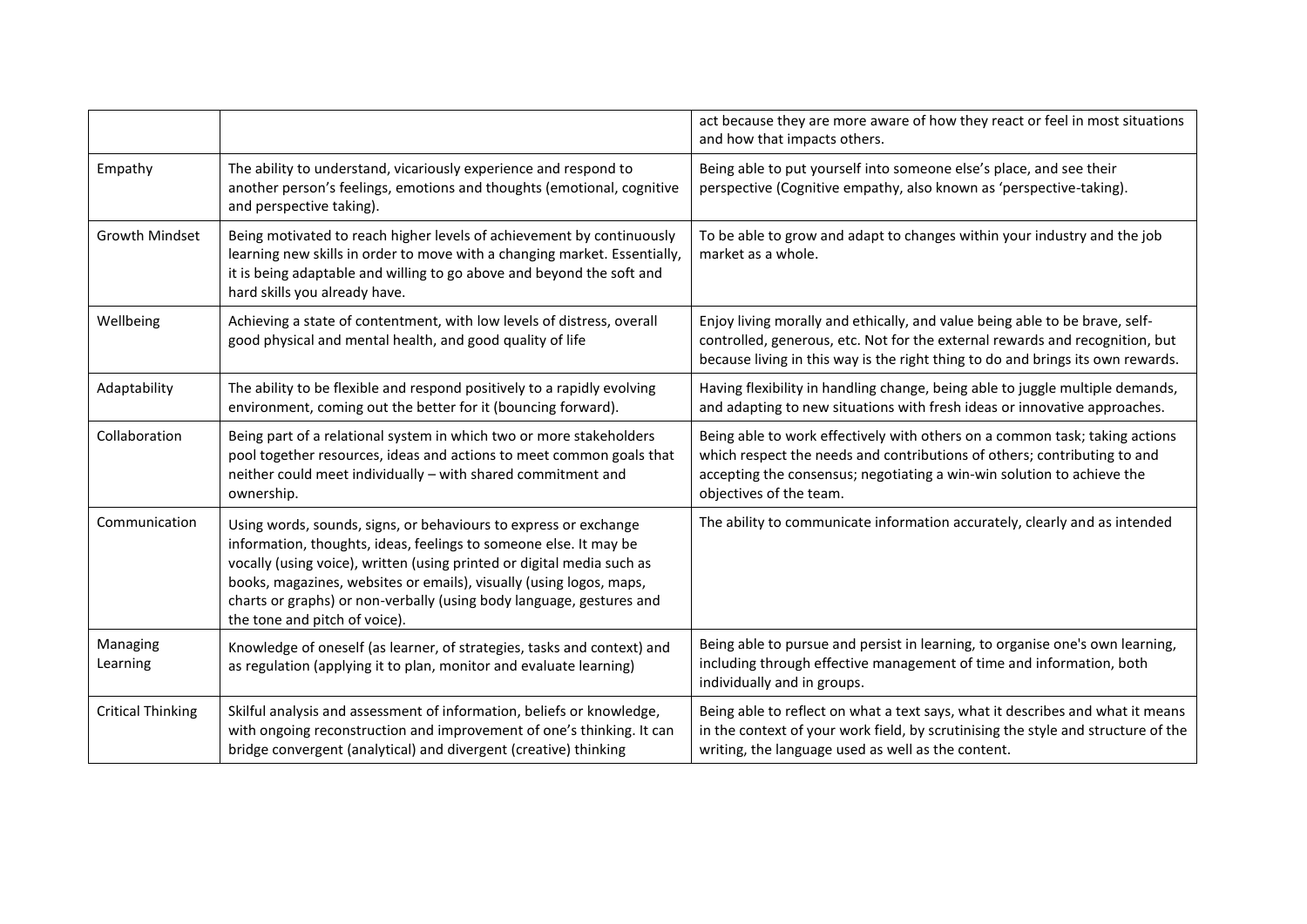| | | |
|---|---|---|
| | | act because they are more aware of how they react or feel in most situations and how that impacts others. |
| Empathy | The ability to understand, vicariously experience and respond to another person's feelings, emotions and thoughts (emotional, cognitive and perspective taking). | Being able to put yourself into someone else's place, and see their perspective (Cognitive empathy, also known as 'perspective-taking). |
| Growth Mindset | Being motivated to reach higher levels of achievement by continuously learning new skills in order to move with a changing market. Essentially, it is being adaptable and willing to go above and beyond the soft and hard skills you already have. | To be able to grow and adapt to changes within your industry and the job market as a whole. |
| Wellbeing | Achieving a state of contentment, with low levels of distress, overall good physical and mental health, and good quality of life | Enjoy living morally and ethically, and value being able to be brave, self-controlled, generous, etc. Not for the external rewards and recognition, but because living in this way is the right thing to do and brings its own rewards. |
| Adaptability | The ability to be flexible and respond positively to a rapidly evolving environment, coming out the better for it (bouncing forward). | Having flexibility in handling change, being able to juggle multiple demands, and adapting to new situations with fresh ideas or innovative approaches. |
| Collaboration | Being part of a relational system in which two or more stakeholders pool together resources, ideas and actions to meet common goals that neither could meet individually – with shared commitment and ownership. | Being able to work effectively with others on a common task; taking actions which respect the needs and contributions of others; contributing to and accepting the consensus; negotiating a win-win solution to achieve the objectives of the team. |
| Communication | Using words, sounds, signs, or behaviours to express or exchange information, thoughts, ideas, feelings to someone else. It may be vocally (using voice), written (using printed or digital media such as books, magazines, websites or emails), visually (using logos, maps, charts or graphs) or non-verbally (using body language, gestures and the tone and pitch of voice). | The ability to communicate information accurately, clearly and as intended |
| Managing Learning | Knowledge of oneself (as learner, of strategies, tasks and context) and as regulation (applying it to plan, monitor and evaluate learning) | Being able to pursue and persist in learning, to organise one's own learning, including through effective management of time and information, both individually and in groups. |
| Critical Thinking | Skilful analysis and assessment of information, beliefs or knowledge, with ongoing reconstruction and improvement of one's thinking. It can bridge convergent (analytical) and divergent (creative) thinking | Being able to reflect on what a text says, what it describes and what it means in the context of your work field, by scrutinising the style and structure of the writing, the language used as well as the content. |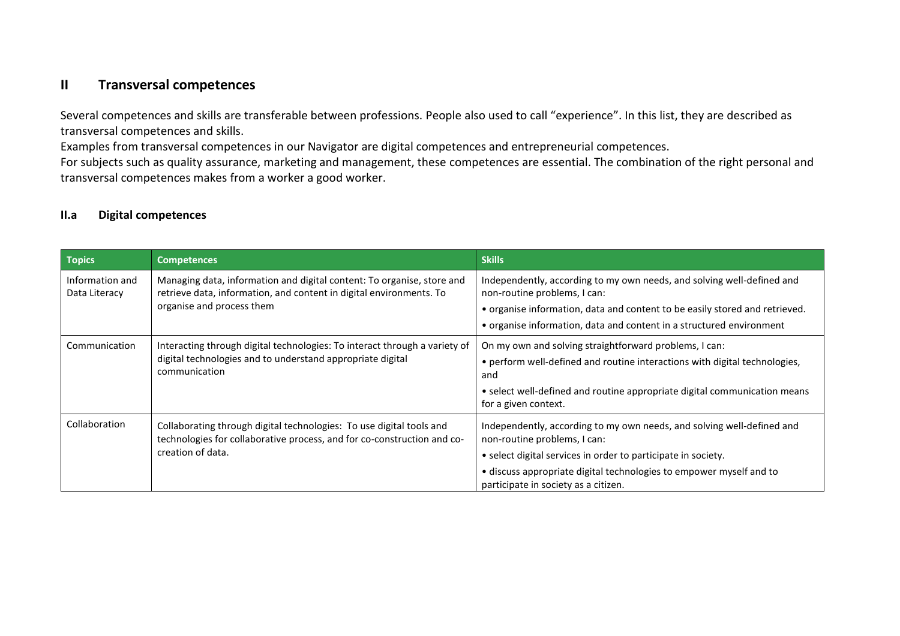## II Transversal competences

Several competences and skills are transferable between professions. People also used to call "experience". In this list, they are described as transversal competences and skills.

Examples from transversal competences in our Navigator are digital competences and entrepreneurial competences.

For subjects such as quality assurance, marketing and management, these competences are essential. The combination of the right personal and transversal competences makes from a worker a good worker.

### II.a Digital competences

| Topics | Competences | Skills |
|---|---|---|
| Information and Data Literacy | Managing data, information and digital content: To organise, store and retrieve data, information, and content in digital environments. To organise and process them | Independently, according to my own needs, and solving well-defined and non-routine problems, I can:<br>• organise information, data and content to be easily stored and retrieved.<br>• organise information, data and content in a structured environment |
| Communication | Interacting through digital technologies: To interact through a variety of digital technologies and to understand appropriate digital communication | On my own and solving straightforward problems, I can:<br>• perform well-defined and routine interactions with digital technologies, and<br>• select well-defined and routine appropriate digital communication means for a given context. |
| Collaboration | Collaborating through digital technologies: To use digital tools and technologies for collaborative process, and for co-construction and co-creation of data. | Independently, according to my own needs, and solving well-defined and non-routine problems, I can:<br>• select digital services in order to participate in society.<br>• discuss appropriate digital technologies to empower myself and to participate in society as a citizen. |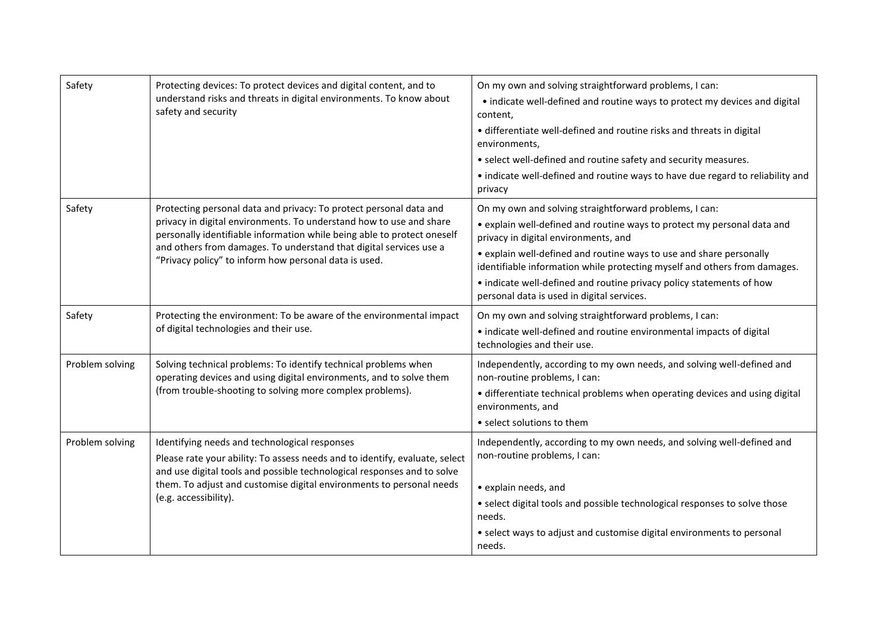| | | |
|---|---|---|
| Safety | Protecting devices: To protect devices and digital content, and to understand risks and threats in digital environments. To know about safety and security | On my own and solving straightforward problems, I can:<br>• indicate well-defined and routine ways to protect my devices and digital content,<br>• differentiate well-defined and routine risks and threats in digital environments,<br>• select well-defined and routine safety and security measures.<br>• indicate well-defined and routine ways to have due regard to reliability and privacy |
| Safety | Protecting personal data and privacy: To protect personal data and privacy in digital environments. To understand how to use and share personally identifiable information while being able to protect oneself and others from damages. To understand that digital services use a "Privacy policy" to inform how personal data is used. | On my own and solving straightforward problems, I can:<br>• explain well-defined and routine ways to protect my personal data and privacy in digital environments, and<br>• explain well-defined and routine ways to use and share personally identifiable information while protecting myself and others from damages.<br>• indicate well-defined and routine privacy policy statements of how personal data is used in digital services. |
| Safety | Protecting the environment: To be aware of the environmental impact of digital technologies and their use. | On my own and solving straightforward problems, I can:<br>• indicate well-defined and routine environmental impacts of digital technologies and their use. |
| Problem solving | Solving technical problems: To identify technical problems when operating devices and using digital environments, and to solve them (from trouble-shooting to solving more complex problems). | Independently, according to my own needs, and solving well-defined and non-routine problems, I can:<br>• differentiate technical problems when operating devices and using digital environments, and<br>• select solutions to them |
| Problem solving | Identifying needs and technological responses<br>Please rate your ability: To assess needs and to identify, evaluate, select and use digital tools and possible technological responses and to solve them. To adjust and customise digital environments to personal needs (e.g. accessibility). | Independently, according to my own needs, and solving well-defined and non-routine problems, I can:<br>• explain needs, and<br>• select digital tools and possible technological responses to solve those needs.<br>• select ways to adjust and customise digital environments to personal needs. |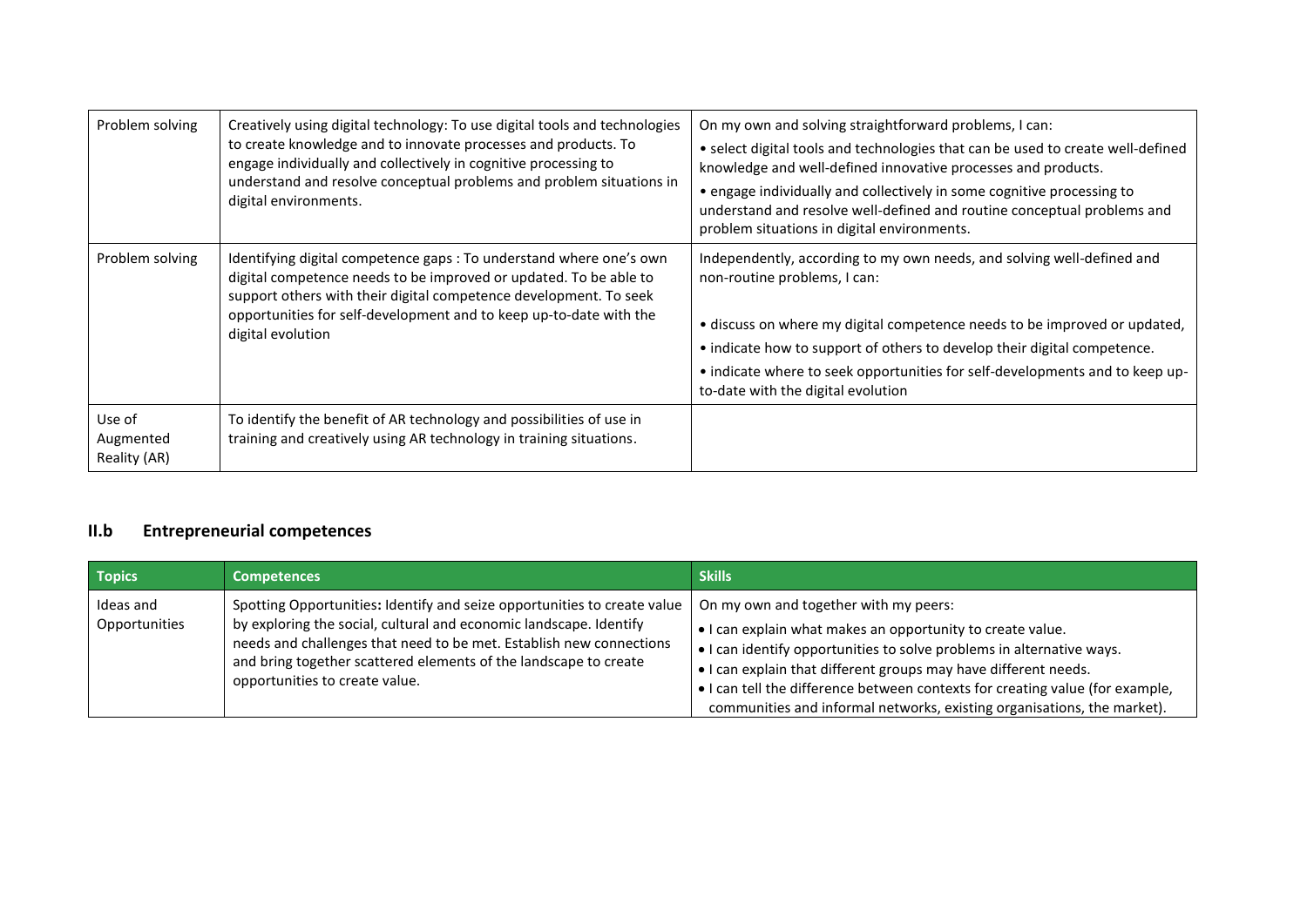| | | |
|---|---|---|
| Problem solving | Creatively using digital technology: To use digital tools and technologies to create knowledge and to innovate processes and products. To engage individually and collectively in cognitive processing to understand and resolve conceptual problems and problem situations in digital environments. | On my own and solving straightforward problems, I can: <br>• select digital tools and technologies that can be used to create well-defined knowledge and well-defined innovative processes and products. <br>• engage individually and collectively in some cognitive processing to understand and resolve well-defined and routine conceptual problems and problem situations in digital environments. |
| Problem solving | Identifying digital competence gaps : To understand where one's own digital competence needs to be improved or updated. To be able to support others with their digital competence development. To seek opportunities for self-development and to keep up-to-date with the digital evolution | Independently, according to my own needs, and solving well-defined and non-routine problems, I can: <br><br>• discuss on where my digital competence needs to be improved or updated, <br>• indicate how to support of others to develop their digital competence. <br>• indicate where to seek opportunities for self-developments and to keep up-to-date with the digital evolution |
| Use of Augmented Reality (AR) | To identify the benefit of AR technology and possibilities of use in training and creatively using AR technology in training situations. | |

## II.b Entrepreneurial competences

| Topics | Competences | Skills |
|---|---|---|
| Ideas and Opportunities | Spotting Opportunities: Identify and seize opportunities to create value by exploring the social, cultural and economic landscape. Identify needs and challenges that need to be met. Establish new connections and bring together scattered elements of the landscape to create opportunities to create value. | On my own and together with my peers: <br>• I can explain what makes an opportunity to create value. <br>• I can identify opportunities to solve problems in alternative ways. <br>• I can explain that different groups may have different needs. <br>• I can tell the difference between contexts for creating value (for example, communities and informal networks, existing organisations, the market). |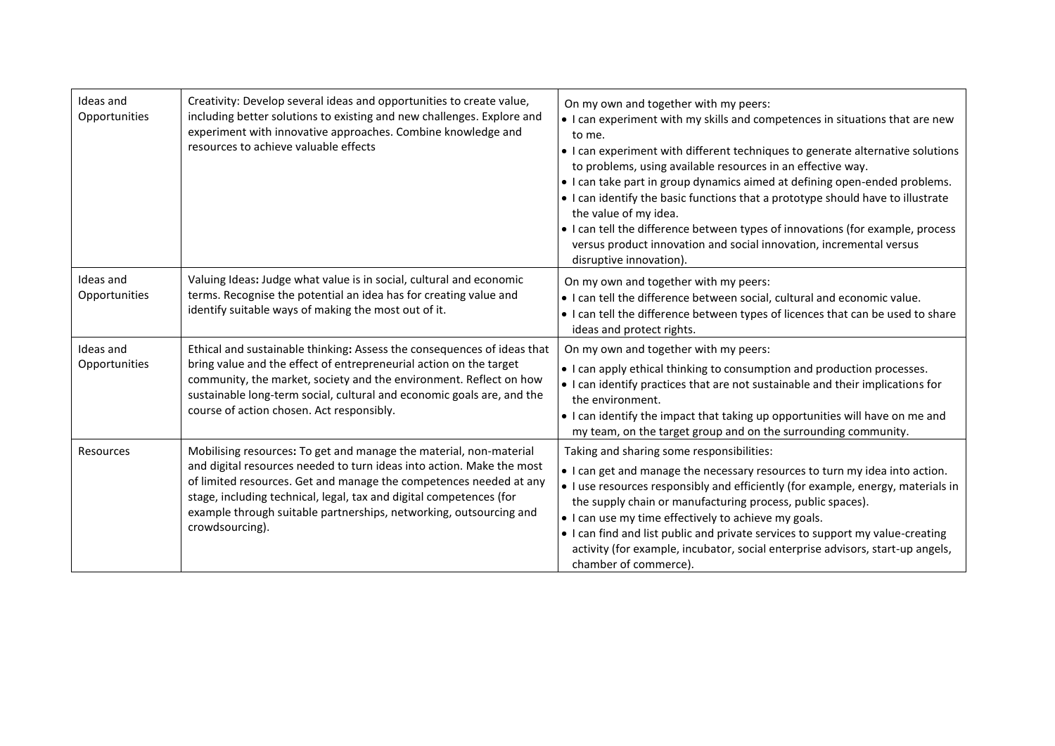| Ideas and Opportunities | Creativity: Develop several ideas and opportunities to create value, including better solutions to existing and new challenges. Explore and experiment with innovative approaches. Combine knowledge and resources to achieve valuable effects | On my own and together with my peers:<br>• I can experiment with my skills and competences in situations that are new to me.<br>• I can experiment with different techniques to generate alternative solutions to problems, using available resources in an effective way.<br>• I can take part in group dynamics aimed at defining open-ended problems.<br>• I can identify the basic functions that a prototype should have to illustrate the value of my idea.<br>• I can tell the difference between types of innovations (for example, process versus product innovation and social innovation, incremental versus disruptive innovation). |
|---|---|---|
| Ideas and Opportunities | Valuing Ideas**:** Judge what value is in social, cultural and economic terms. Recognise the potential an idea has for creating value and identify suitable ways of making the most out of it. | On my own and together with my peers:<br>• I can tell the difference between social, cultural and economic value.<br>• I can tell the difference between types of licences that can be used to share ideas and protect rights. |
| Ideas and Opportunities | Ethical and sustainable thinking**:** Assess the consequences of ideas that bring value and the effect of entrepreneurial action on the target community, the market, society and the environment. Reflect on how sustainable long-term social, cultural and economic goals are, and the course of action chosen. Act responsibly. | On my own and together with my peers:<br>• I can apply ethical thinking to consumption and production processes.<br>• I can identify practices that are not sustainable and their implications for the environment.<br>• I can identify the impact that taking up opportunities will have on me and my team, on the target group and on the surrounding community. |
| Resources | Mobilising resources**:** To get and manage the material, non-material and digital resources needed to turn ideas into action. Make the most of limited resources. Get and manage the competences needed at any stage, including technical, legal, tax and digital competences (for example through suitable partnerships, networking, outsourcing and crowdsourcing). | Taking and sharing some responsibilities:<br>• I can get and manage the necessary resources to turn my idea into action.<br>• I use resources responsibly and efficiently (for example, energy, materials in the supply chain or manufacturing process, public spaces).<br>• I can use my time effectively to achieve my goals.<br>• I can find and list public and private services to support my value-creating activity (for example, incubator, social enterprise advisors, start-up angels, chamber of commerce). |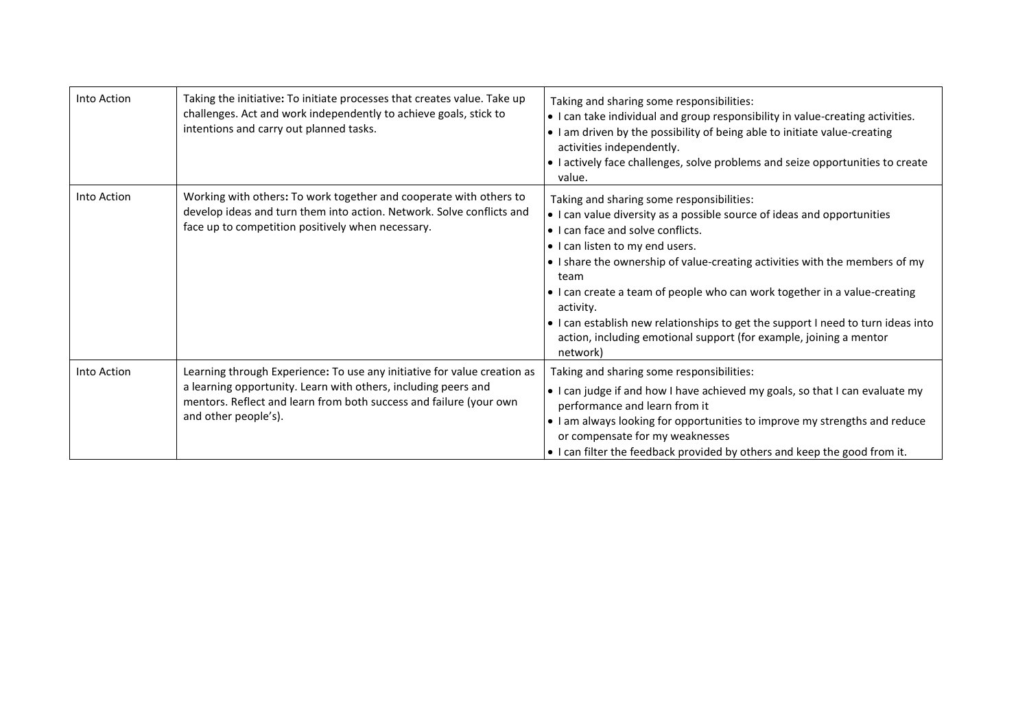| Into Action | Taking the initiative**:** To initiate processes that creates value. Take up challenges. Act and work independently to achieve goals, stick to intentions and carry out planned tasks. | Taking and sharing some responsibilities:<br>• I can take individual and group responsibility in value-creating activities.<br>• I am driven by the possibility of being able to initiate value-creating activities independently.<br>• I actively face challenges, solve problems and seize opportunities to create value. |
|---|---|---|
| Into Action | Working with others**:** To work together and cooperate with others to develop ideas and turn them into action. Network. Solve conflicts and face up to competition positively when necessary. | Taking and sharing some responsibilities:<br>• I can value diversity as a possible source of ideas and opportunities<br>• I can face and solve conflicts.<br>• I can listen to my end users.<br>• I share the ownership of value-creating activities with the members of my team<br>• I can create a team of people who can work together in a value-creating activity.<br>• I can establish new relationships to get the support I need to turn ideas into action, including emotional support (for example, joining a mentor network) |
| Into Action | Learning through Experience**:** To use any initiative for value creation as a learning opportunity. Learn with others, including peers and mentors. Reflect and learn from both success and failure (your own and other people's). | Taking and sharing some responsibilities:<br>• I can judge if and how I have achieved my goals, so that I can evaluate my performance and learn from it<br>• I am always looking for opportunities to improve my strengths and reduce or compensate for my weaknesses<br>• I can filter the feedback provided by others and keep the good from it. |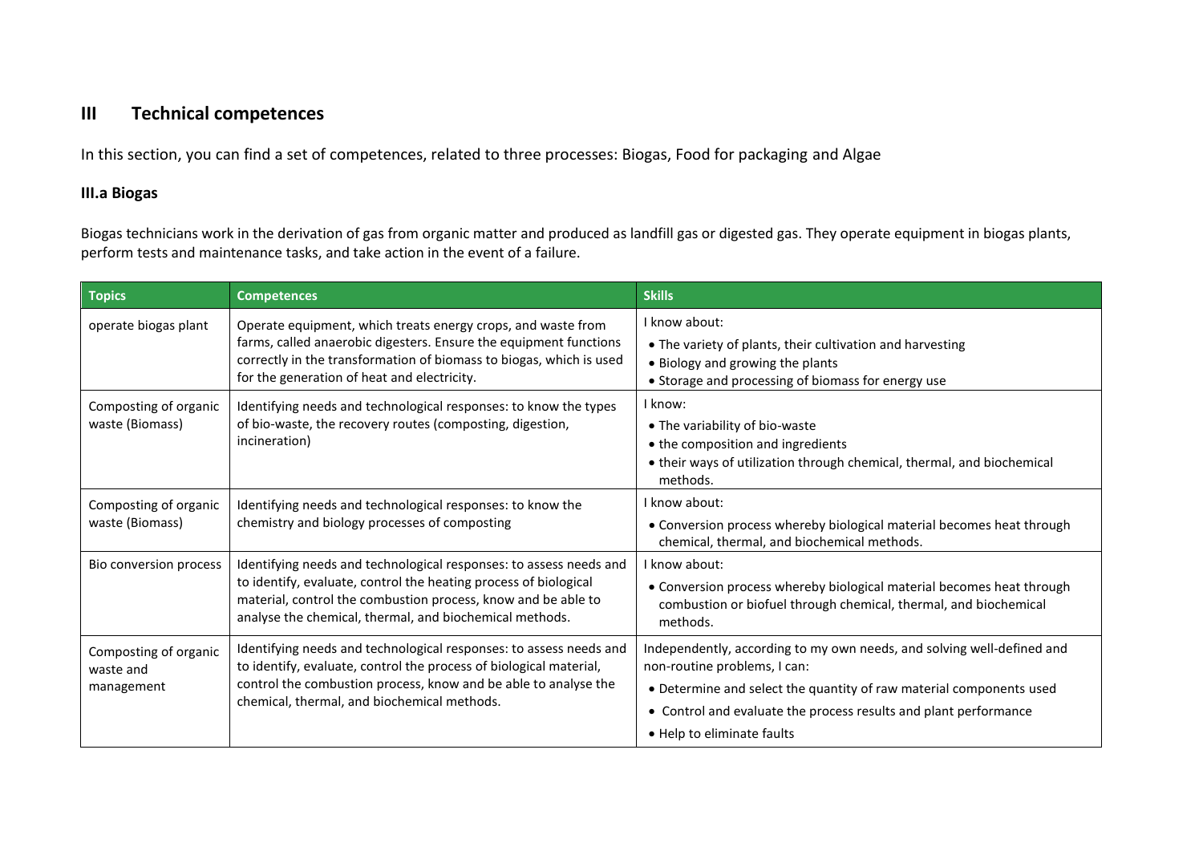## III Technical competences

In this section, you can find a set of competences, related to three processes: Biogas, Food for packaging and Algae

### III.a Biogas

Biogas technicians work in the derivation of gas from organic matter and produced as landfill gas or digested gas. They operate equipment in biogas plants, perform tests and maintenance tasks, and take action in the event of a failure.

| Topics | Competences | Skills |
| --- | --- | --- |
| operate biogas plant | Operate equipment, which treats energy crops, and waste from farms, called anaerobic digesters. Ensure the equipment functions correctly in the transformation of biomass to biogas, which is used for the generation of heat and electricity. | I know about:<br>• The variety of plants, their cultivation and harvesting<br>• Biology and growing the plants<br>• Storage and processing of biomass for energy use |
| Composting of organic waste (Biomass) | Identifying needs and technological responses: to know the types of bio-waste, the recovery routes (composting, digestion, incineration) | I know:<br>• The variability of bio-waste<br>• the composition and ingredients<br>• their ways of utilization through chemical, thermal, and biochemical methods. |
| Composting of organic waste (Biomass) | Identifying needs and technological responses: to know the chemistry and biology processes of composting | I know about:<br>• Conversion process whereby biological material becomes heat through chemical, thermal, and biochemical methods. |
| Bio conversion process | Identifying needs and technological responses: to assess needs and to identify, evaluate, control the heating process of biological material, control the combustion process, know and be able to analyse the chemical, thermal, and biochemical methods. | I know about:<br>• Conversion process whereby biological material becomes heat through combustion or biofuel through chemical, thermal, and biochemical methods. |
| Composting of organic waste and management | Identifying needs and technological responses: to assess needs and to identify, evaluate, control the process of biological material, control the combustion process, know and be able to analyse the chemical, thermal, and biochemical methods. | Independently, according to my own needs, and solving well-defined and non-routine problems, I can:<br>• Determine and select the quantity of raw material components used<br>• Control and evaluate the process results and plant performance<br>• Help to eliminate faults |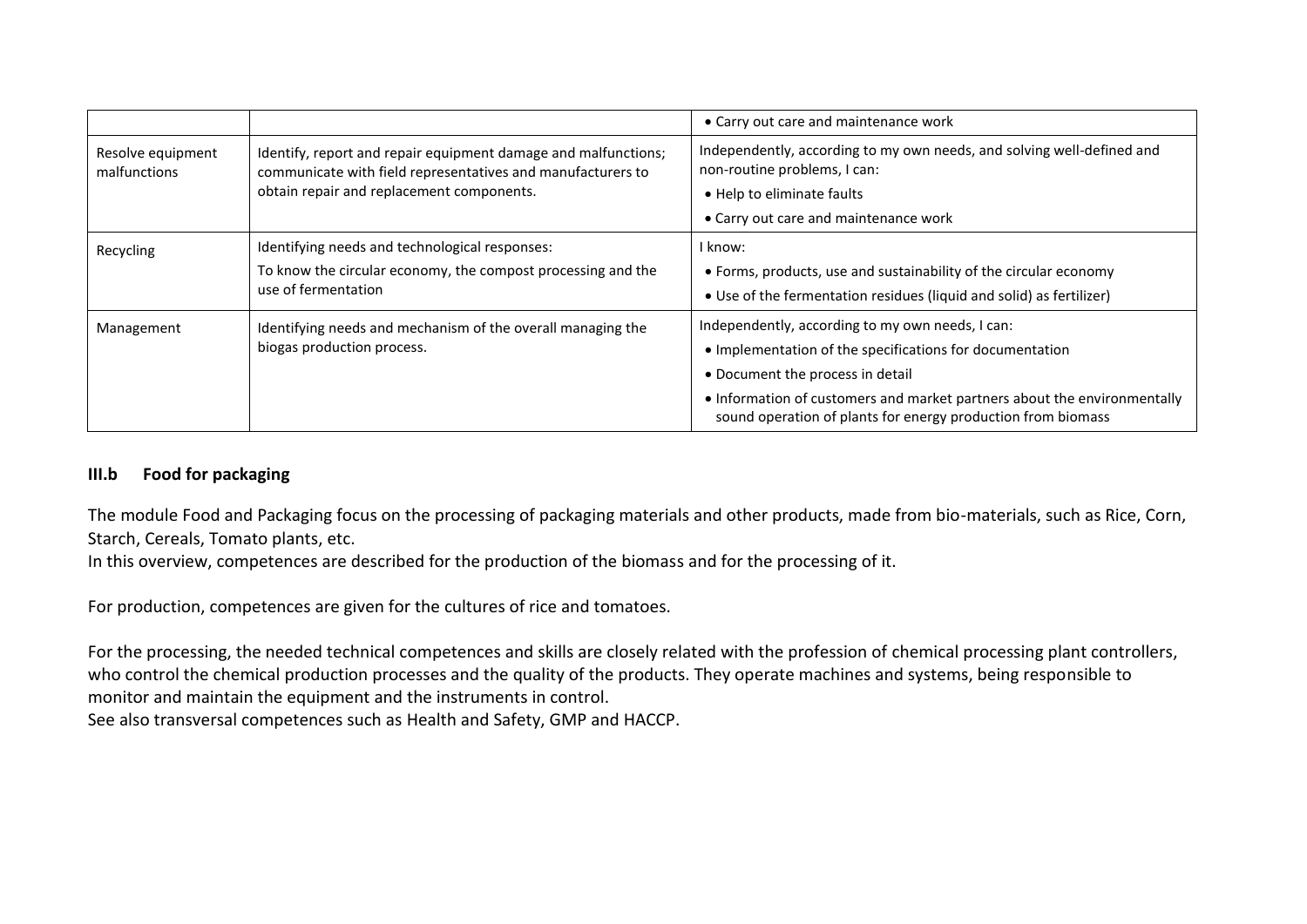| | | |
|---|---|---|
| | | • Carry out care and maintenance work |
| Resolve equipment malfunctions | Identify, report and repair equipment damage and malfunctions; communicate with field representatives and manufacturers to obtain repair and replacement components. | Independently, according to my own needs, and solving well-defined and non-routine problems, I can:<br>• Help to eliminate faults<br>• Carry out care and maintenance work |
| Recycling | Identifying needs and technological responses:<br>To know the circular economy, the compost processing and the use of fermentation | I know:<br>• Forms, products, use and sustainability of the circular economy<br>• Use of the fermentation residues (liquid and solid) as fertilizer) |
| Management | Identifying needs and mechanism of the overall managing the biogas production process. | Independently, according to my own needs, I can:<br>• Implementation of the specifications for documentation<br>• Document the process in detail<br>• Information of customers and market partners about the environmentally sound operation of plants for energy production from biomass |

### III.b Food for packaging

The module Food and Packaging focus on the processing of packaging materials and other products, made from bio-materials, such as Rice, Corn, Starch, Cereals, Tomato plants, etc.
In this overview, competences are described for the production of the biomass and for the processing of it.

For production, competences are given for the cultures of rice and tomatoes.

For the processing, the needed technical competences and skills are closely related with the profession of chemical processing plant controllers, who control the chemical production processes and the quality of the products. They operate machines and systems, being responsible to monitor and maintain the equipment and the instruments in control.
See also transversal competences such as Health and Safety, GMP and HACCP.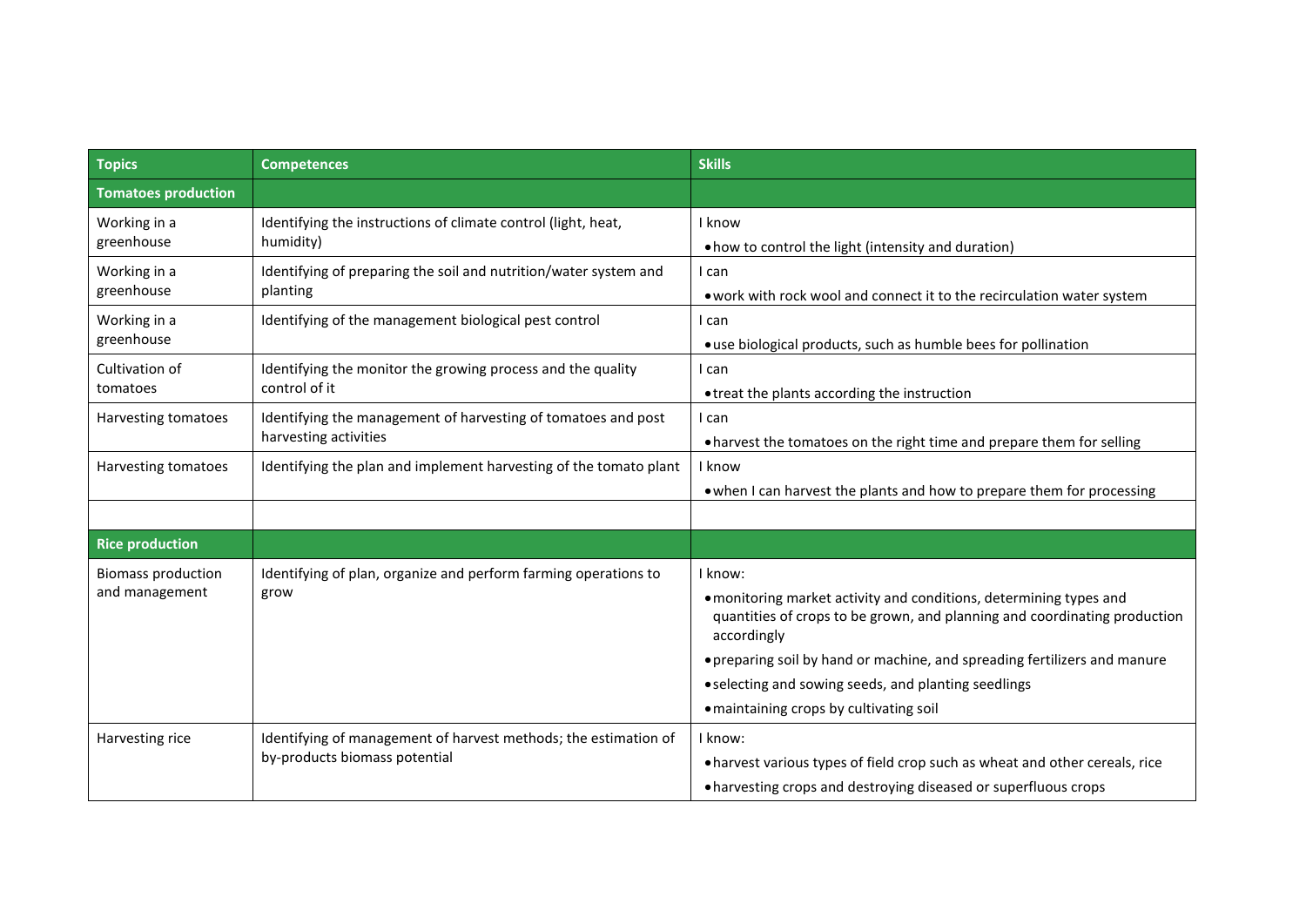| Topics | Competences | Skills |
|---|---|---|
| **Tomatoes production** | | |
| Working in a greenhouse | Identifying the instructions of climate control (light, heat, humidity) | I know<br>• how to control the light (intensity and duration) |
| Working in a greenhouse | Identifying of preparing the soil and nutrition/water system and planting | I can<br>• work with rock wool and connect it to the recirculation water system |
| Working in a greenhouse | Identifying of the management biological pest control | I can<br>• use biological products, such as humble bees for pollination |
| Cultivation of tomatoes | Identifying the monitor the growing process and the quality control of it | I can<br>• treat the plants according the instruction |
| Harvesting tomatoes | Identifying the management of harvesting of tomatoes and post harvesting activities | I can<br>• harvest the tomatoes on the right time and prepare them for selling |
| Harvesting tomatoes | Identifying the plan and implement harvesting of the tomato plant | I know<br>• when I can harvest the plants and how to prepare them for processing |
| | | |
| **Rice production** | | |
| Biomass production and management | Identifying of plan, organize and perform farming operations to grow | I know:<br>• monitoring market activity and conditions, determining types and quantities of crops to be grown, and planning and coordinating production accordingly<br>• preparing soil by hand or machine, and spreading fertilizers and manure<br>• selecting and sowing seeds, and planting seedlings<br>• maintaining crops by cultivating soil |
| Harvesting rice | Identifying of management of harvest methods; the estimation of by-products biomass potential | I know:<br>• harvest various types of field crop such as wheat and other cereals, rice<br>• harvesting crops and destroying diseased or superfluous crops |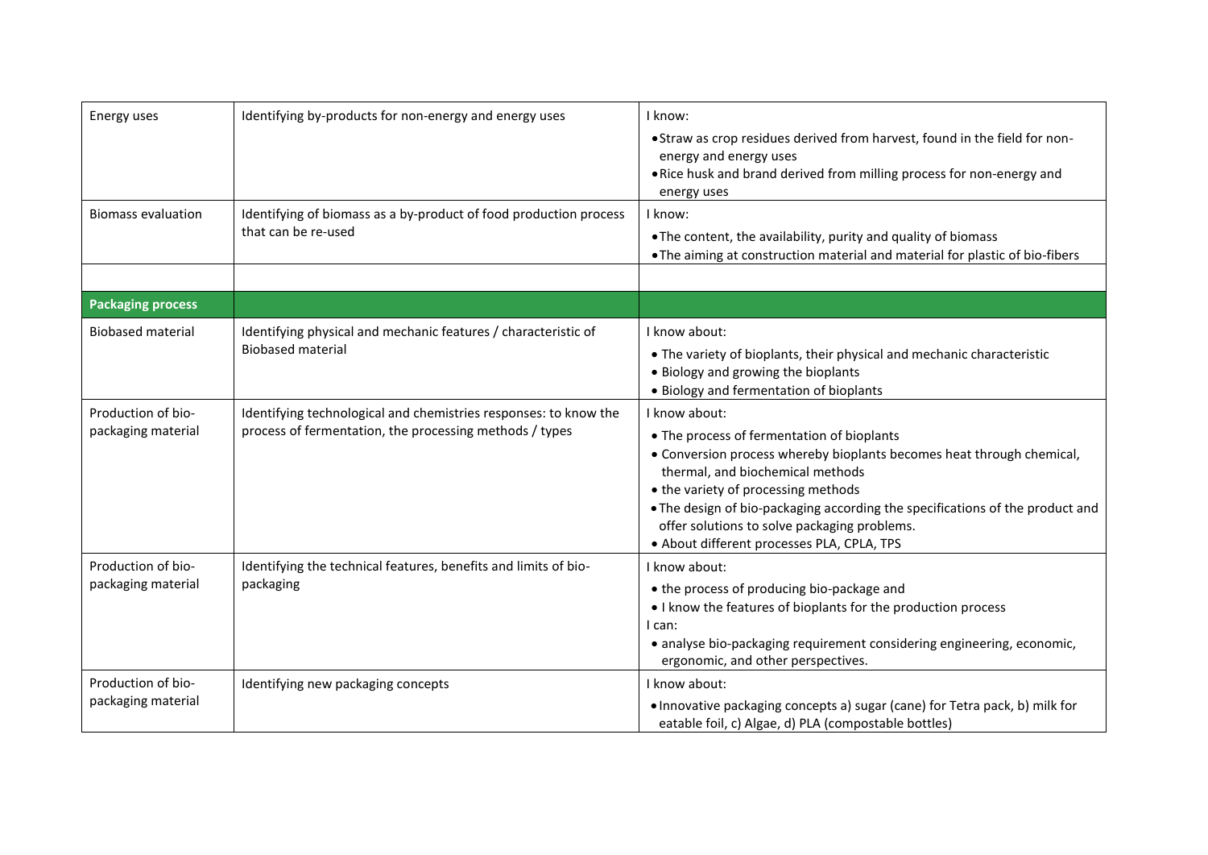| Energy uses | Identifying by-products for non-energy and energy uses | I know:<br>• Straw as crop residues derived from harvest, found in the field for non-energy and energy uses<br>• Rice husk and brand derived from milling process for non-energy and energy uses |
|---|---|---|
| Biomass evaluation | Identifying of biomass as a by-product of food production process that can be re-used | I know:<br>• The content, the availability, purity and quality of biomass<br>• The aiming at construction material and material for plastic of bio-fibers |
| | | |
| **Packaging process** | | |
| Biobased material | Identifying physical and mechanic features / characteristic of Biobased material | I know about:<br>• The variety of bioplants, their physical and mechanic characteristic<br>• Biology and growing the bioplants<br>• Biology and fermentation of bioplants |
| Production of bio-packaging material | Identifying technological and chemistries responses: to know the process of fermentation, the processing methods / types | I know about:<br>• The process of fermentation of bioplants<br>• Conversion process whereby bioplants becomes heat through chemical, thermal, and biochemical methods<br>• the variety of processing methods<br>• The design of bio-packaging according the specifications of the product and offer solutions to solve packaging problems.<br>• About different processes PLA, CPLA, TPS |
| Production of bio-packaging material | Identifying the technical features, benefits and limits of bio-packaging | I know about:<br>• the process of producing bio-package and<br>• I know the features of bioplants for the production process<br>I can:<br>• analyse bio-packaging requirement considering engineering, economic, ergonomic, and other perspectives. |
| Production of bio-packaging material | Identifying new packaging concepts | I know about:<br>• Innovative packaging concepts a) sugar (cane) for Tetra pack, b) milk for eatable foil, c) Algae, d) PLA (compostable bottles) |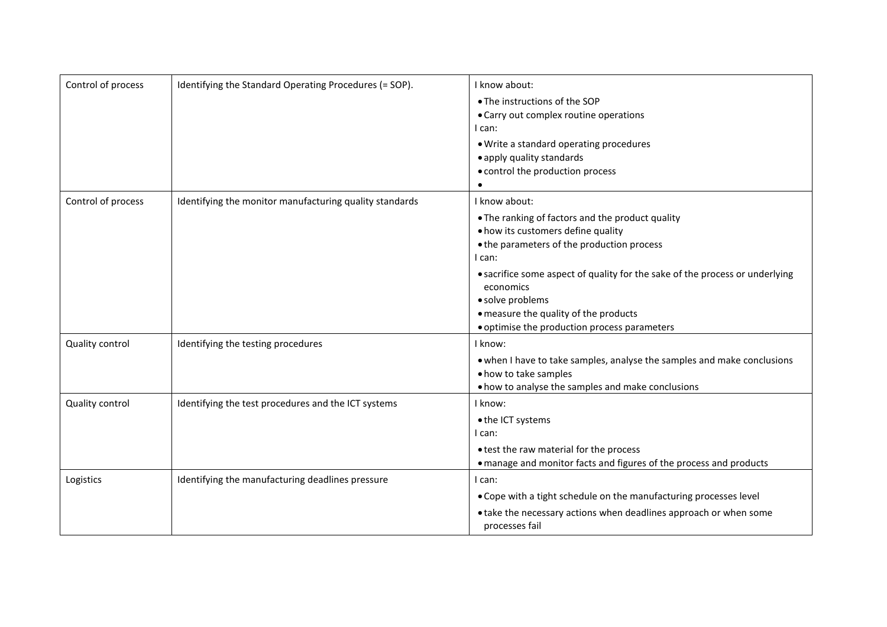| | | |
|---|---|---|
| Control of process | Identifying the Standard Operating Procedures (= SOP). | I know about:<br>• The instructions of the SOP<br>• Carry out complex routine operations<br>I can:<br>• Write a standard operating procedures<br>• apply quality standards<br>• control the production process<br>• |
| Control of process | Identifying the monitor manufacturing quality standards | I know about:<br>• The ranking of factors and the product quality<br>• how its customers define quality<br>• the parameters of the production process<br>I can:<br>• sacrifice some aspect of quality for the sake of the process or underlying economics<br>• solve problems<br>• measure the quality of the products<br>• optimise the production process parameters |
| Quality control | Identifying the testing procedures | I know:<br>• when I have to take samples, analyse the samples and make conclusions<br>• how to take samples<br>• how to analyse the samples and make conclusions |
| Quality control | Identifying the test procedures and the ICT systems | I know:<br>• the ICT systems<br>I can:<br>• test the raw material for the process<br>• manage and monitor facts and figures of the process and products |
| Logistics | Identifying the manufacturing deadlines pressure | I can:<br>• Cope with a tight schedule on the manufacturing processes level<br>• take the necessary actions when deadlines approach or when some processes fail |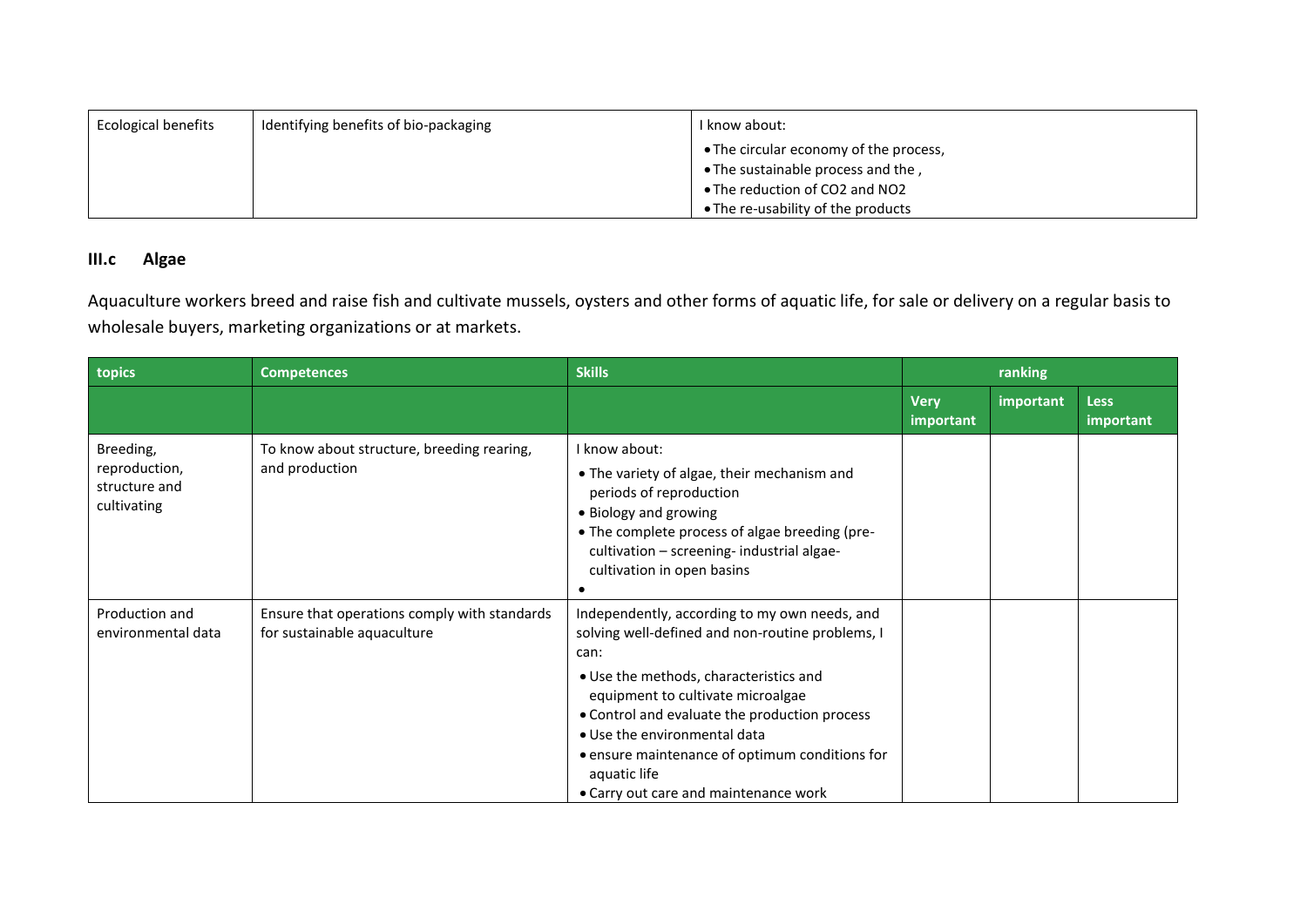| Ecological benefits | Identifying benefits of bio-packaging | I know about:<br>• The circular economy of the process,<br>• The sustainable process and the ,<br>• The reduction of $CO_2$ and $NO_2$<br>• The re-usability of the products |
|---|---|---|

### III.c Algae

Aquaculture workers breed and raise fish and cultivate mussels, oysters and other forms of aquatic life, for sale or delivery on a regular basis to wholesale buyers, marketing organizations or at markets.

| topics | Competences | Skills | ranking | | |
|---|---|---|---|---|---|
| | | | Very important | important | Less important |
| Breeding, reproduction, structure and cultivating | To know about structure, breeding rearing, and production | I know about:<br>• The variety of algae, their mechanism and periods of reproduction<br>• Biology and growing<br>• The complete process of algae breeding (pre-cultivation – screening- industrial algae-cultivation in open basins<br>• | | | |
| Production and environmental data | Ensure that operations comply with standards for sustainable aquaculture | Independently, according to my own needs, and solving well-defined and non-routine problems, I can:<br>• Use the methods, characteristics and equipment to cultivate microalgae<br>• Control and evaluate the production process<br>• Use the environmental data<br>• ensure maintenance of optimum conditions for aquatic life<br>• Carry out care and maintenance work | | | |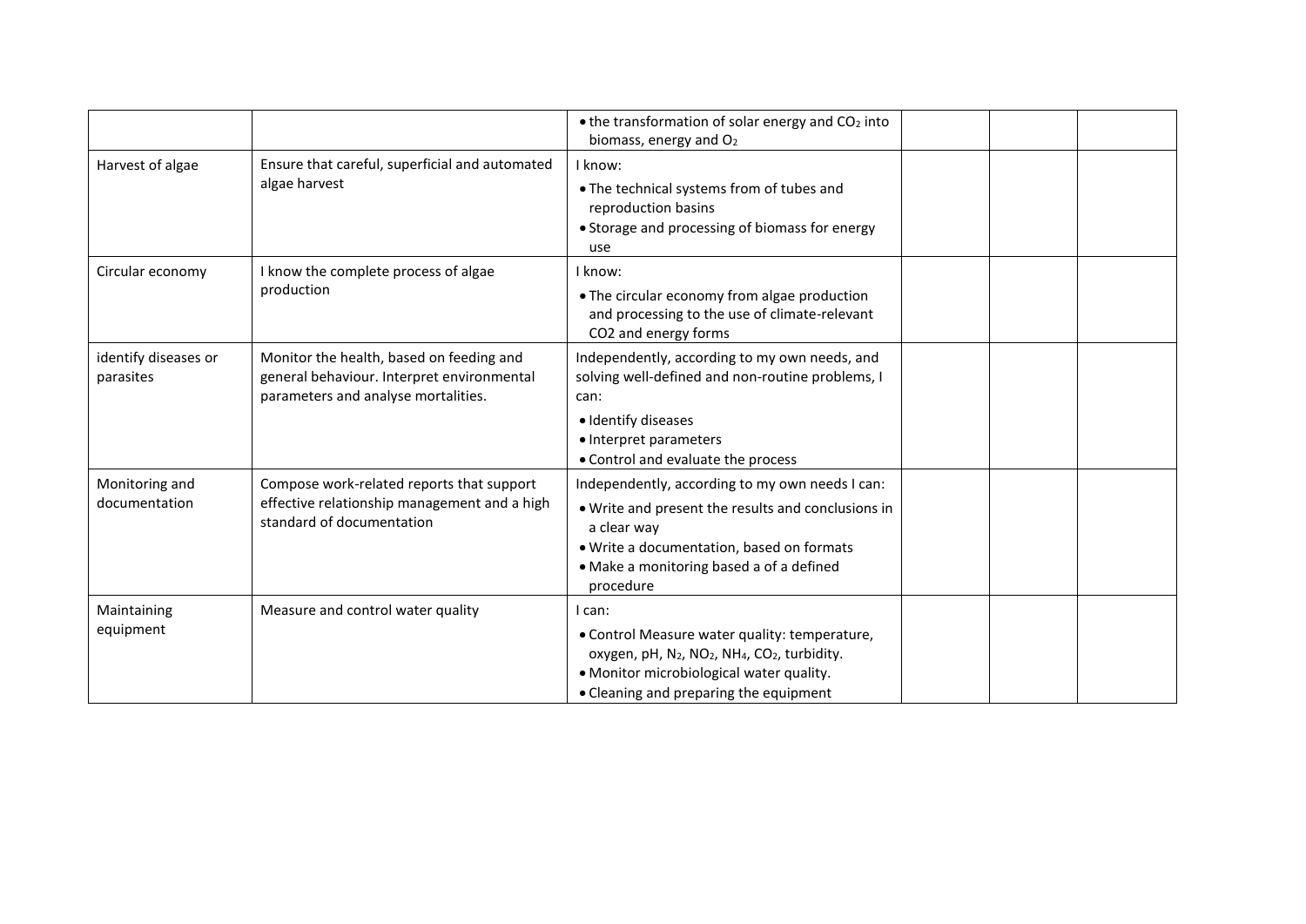|  |  |  |  |  |  |
| --- | --- | --- | --- | --- | --- |
|  |  | • the transformation of solar energy and $CO_2$ into biomass, energy and $O_2$ |  |  |  |
| Harvest of algae | Ensure that careful, superficial and automated algae harvest | I know:<br>• The technical systems from of tubes and reproduction basins<br>• Storage and processing of biomass for energy use |  |  |  |
| Circular economy | I know the complete process of algae production | I know:<br>• The circular economy from algae production and processing to the use of climate-relevant CO2 and energy forms |  |  |  |
| identify diseases or parasites | Monitor the health, based on feeding and general behaviour. Interpret environmental parameters and analyse mortalities. | Independently, according to my own needs, and solving well-defined and non-routine problems, I can:<br>• Identify diseases<br>• Interpret parameters<br>• Control and evaluate the process |  |  |  |
| Monitoring and documentation | Compose work-related reports that support effective relationship management and a high standard of documentation | Independently, according to my own needs I can:<br>• Write and present the results and conclusions in a clear way<br>• Write a documentation, based on formats<br>• Make a monitoring based a of a defined procedure |  |  |  |
| Maintaining equipment | Measure and control water quality | I can:<br>• Control Measure water quality: temperature, oxygen, pH, $N_2$, $NO_2$, $NH_4$, $CO_2$, turbidity.<br>• Monitor microbiological water quality.<br>• Cleaning and preparing the equipment |  |  |  |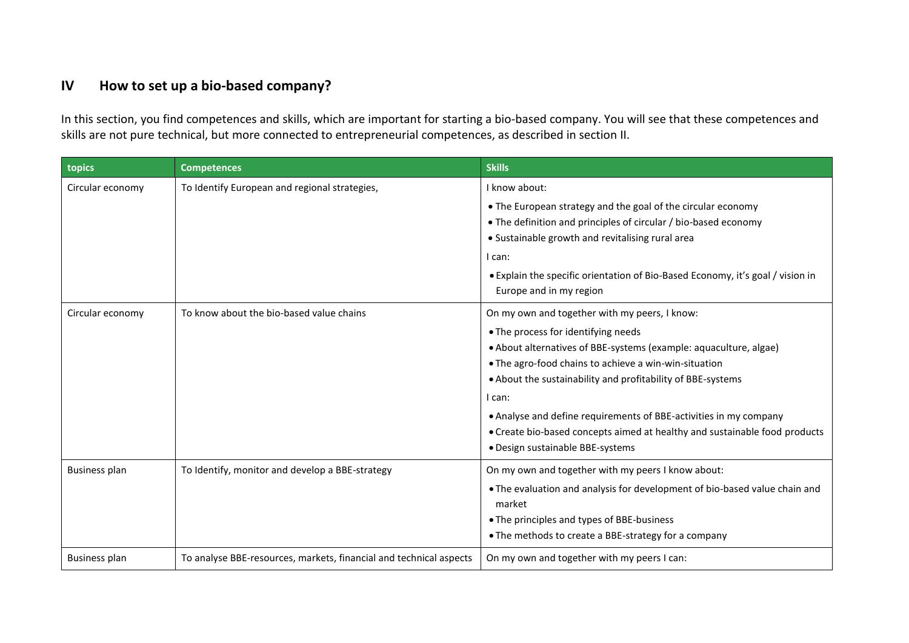## IV How to set up a bio-based company?

In this section, you find competences and skills, which are important for starting a bio-based company. You will see that these competences and skills are not pure technical, but more connected to entrepreneurial competences, as described in section II.

| topics | Competences | Skills |
|---|---|---|
| Circular economy | To Identify European and regional strategies, | I know about:<br>• The European strategy and the goal of the circular economy<br>• The definition and principles of circular / bio-based economy<br>• Sustainable growth and revitalising rural area<br>I can:<br>• Explain the specific orientation of Bio-Based Economy, it's goal / vision in Europe and in my region |
| Circular economy | To know about the bio-based value chains | On my own and together with my peers, I know:<br>• The process for identifying needs<br>• About alternatives of BBE-systems (example: aquaculture, algae)<br>• The agro-food chains to achieve a win-win-situation<br>• About the sustainability and profitability of BBE-systems<br>I can:<br>• Analyse and define requirements of BBE-activities in my company<br>• Create bio-based concepts aimed at healthy and sustainable food products<br>• Design sustainable BBE-systems |
| Business plan | To Identify, monitor and develop a BBE-strategy | On my own and together with my peers I know about:<br>• The evaluation and analysis for development of bio-based value chain and market<br>• The principles and types of BBE-business<br>• The methods to create a BBE-strategy for a company |
| Business plan | To analyse BBE-resources, markets, financial and technical aspects | On my own and together with my peers I can: |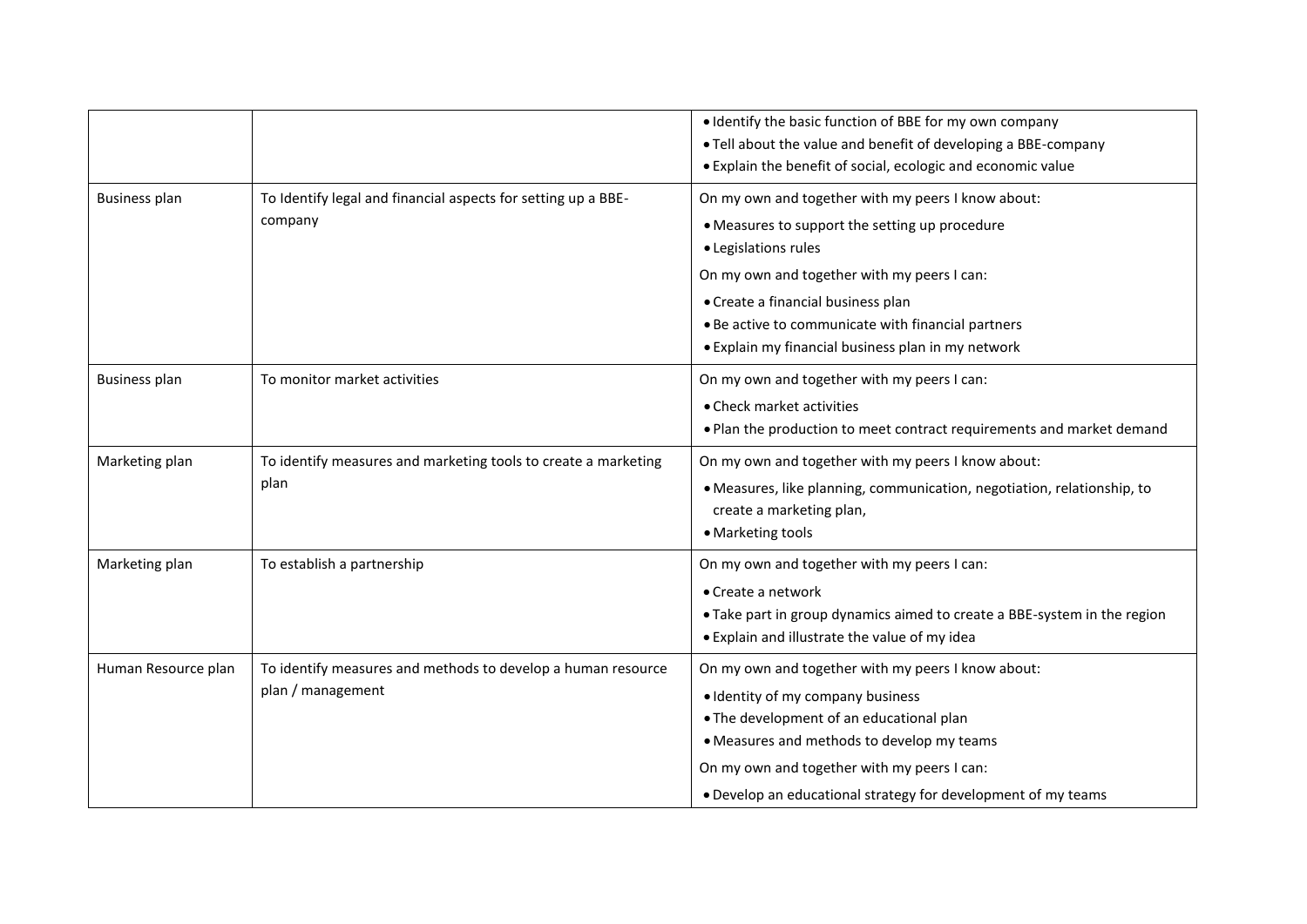| | | |
|---|---|---|
| | | • Identify the basic function of BBE for my own company<br>• Tell about the value and benefit of developing a BBE-company<br>• Explain the benefit of social, ecologic and economic value |
| Business plan | To Identify legal and financial aspects for setting up a BBE-company | On my own and together with my peers I know about:<br>• Measures to support the setting up procedure<br>• Legislations rules<br>On my own and together with my peers I can:<br>• Create a financial business plan<br>• Be active to communicate with financial partners<br>• Explain my financial business plan in my network |
| Business plan | To monitor market activities | On my own and together with my peers I can:<br>• Check market activities<br>• Plan the production to meet contract requirements and market demand |
| Marketing plan | To identify measures and marketing tools to create a marketing plan | On my own and together with my peers I know about:<br>• Measures, like planning, communication, negotiation, relationship, to create a marketing plan,<br>• Marketing tools |
| Marketing plan | To establish a partnership | On my own and together with my peers I can:<br>• Create a network<br>• Take part in group dynamics aimed to create a BBE-system in the region<br>• Explain and illustrate the value of my idea |
| Human Resource plan | To identify measures and methods to develop a human resource plan / management | On my own and together with my peers I know about:<br>• Identity of my company business<br>• The development of an educational plan<br>• Measures and methods to develop my teams<br>On my own and together with my peers I can:<br>• Develop an educational strategy for development of my teams |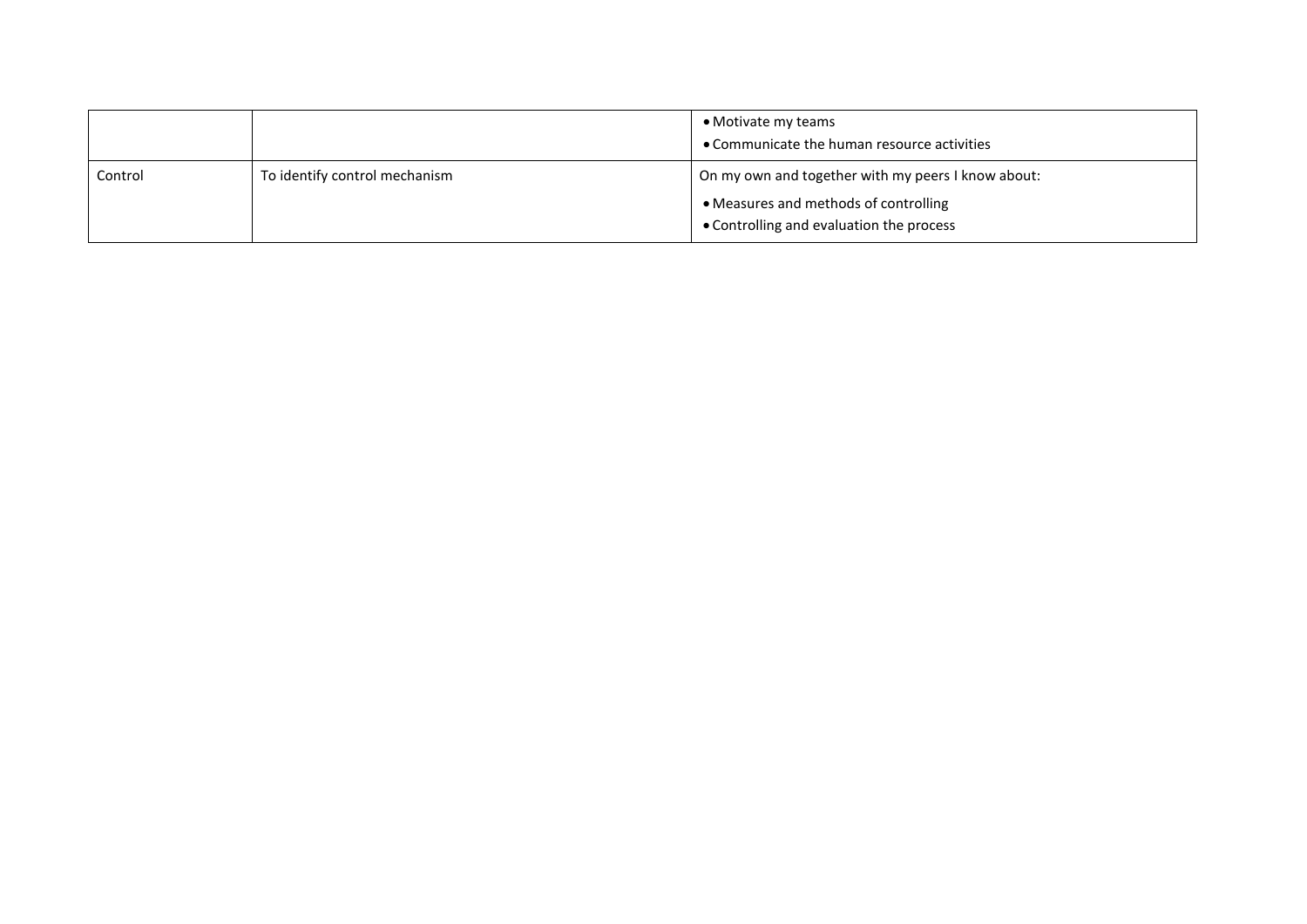| | | |
|---|---|---|
| | | • Motivate my teams<br>• Communicate the human resource activities |
| Control | To identify control mechanism | On my own and together with my peers I know about:<br>• Measures and methods of controlling<br>• Controlling and evaluation the process |